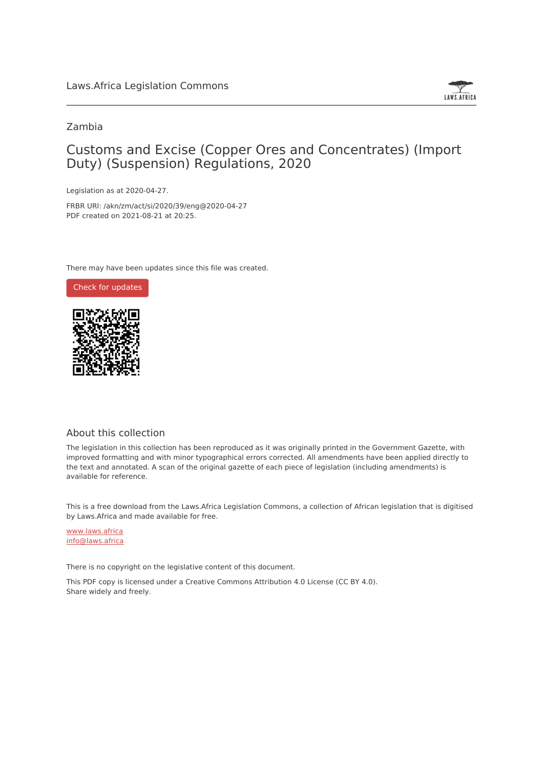Laws.Africa Legislation Commons

Zambia

# Customs and Excise (Copper Ores and Concentrates) (Import Duty) (Suspension) Regulations, 2020

Legislation as at 2020-04-27.

FRBR URI: /akn/zm/act/si/2020/39/eng@2020-04-27

PDF created on 2021-08-21 at 20:25.

There may have been updates since this file was created.

Check for updates

## About this collection

The legislation in this collection has been reproduced as it was originally printed in the Government Gazette, with improved formatting and with minor typographical errors corrected. All amendments have been applied directly to the text and annotated. A scan of the original gazette of each piece of legislation (including amendments) is available for reference.

This is a free download from the Laws.Africa Legislation Commons, a collection of African legislation that is digitised by Laws.Africa and made available for free.

www.laws.africa

info@laws.africa

There is no copyright on the legislative content of this document.

This PDF copy is licensed under a Creative Commons Attribution 4.0 License (CC BY 4.0).
Share widely and freely.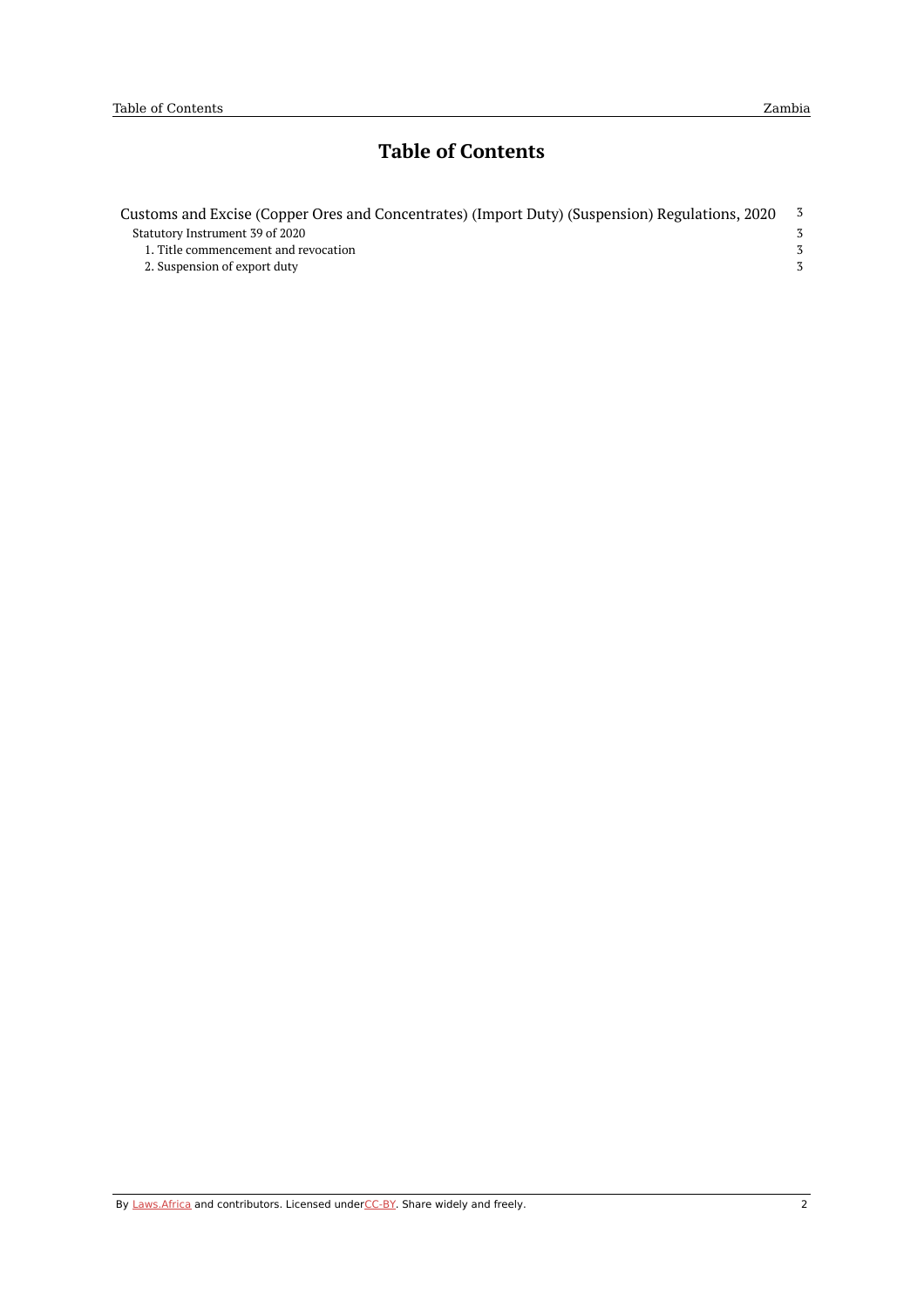# Table of Contents

- Customs and Excise (Copper Ores and Concentrates) (Import Duty) (Suspension) Regulations, 2020 — 3
  - Statutory Instrument 39 of 2020 — 3
    - 1. Title commencement and revocation — 3
    - 2. Suspension of export duty — 3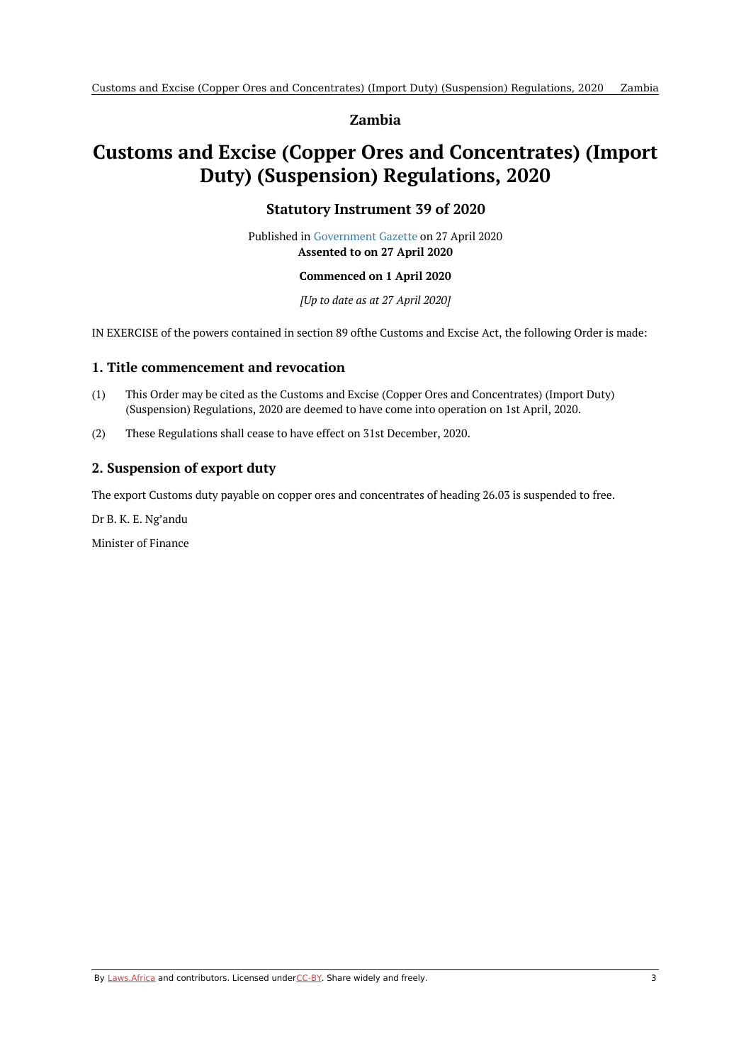**Zambia**

# Customs and Excise (Copper Ores and Concentrates) (Import Duty) (Suspension) Regulations, 2020

### Statutory Instrument 39 of 2020

Published in Government Gazette on 27 April 2020
**Assented to on 27 April 2020**

**Commenced on 1 April 2020**

*[Up to date as at 27 April 2020]*

IN EXERCISE of the powers contained in section 89 ofthe Customs and Excise Act, the following Order is made:

## 1. Title commencement and revocation

(1) This Order may be cited as the Customs and Excise (Copper Ores and Concentrates) (Import Duty) (Suspension) Regulations, 2020 are deemed to have come into operation on 1st April, 2020.

(2) These Regulations shall cease to have effect on 31st December, 2020.

## 2. Suspension of export duty

The export Customs duty payable on copper ores and concentrates of heading 26.03 is suspended to free.

Dr B. K. E. Ng'andu

Minister of Finance